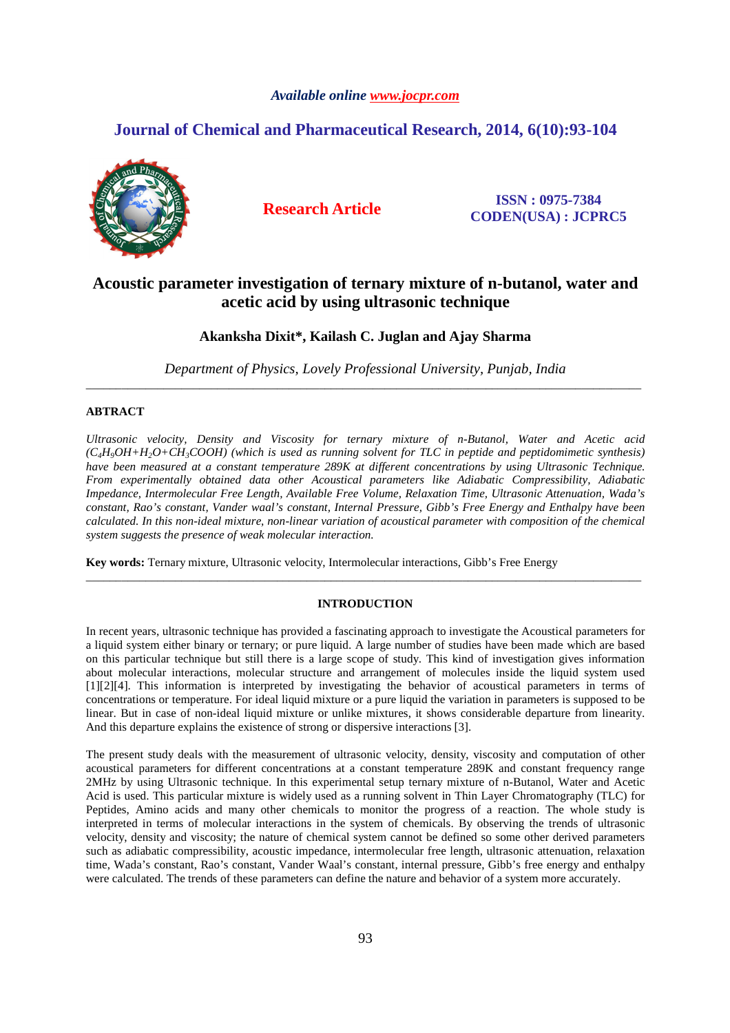*Available online www.jocpr.com*

**Journal of Chemical and Pharmaceutical Research, 2014, 6(10):93-104**

**Research Article**

**ISSN : 0975-7384**
**CODEN(USA) : JCPRC5**

# Acoustic parameter investigation of ternary mixture of n-butanol, water and acetic acid by using ultrasonic technique

**Akanksha Dixit\*, Kailash C. Juglan and Ajay Sharma**

*Department of Physics, Lovely Professional University, Punjab, India*

---

## ABTRACT

*Ultrasonic velocity, Density and Viscosity for ternary mixture of n-Butanol, Water and Acetic acid ($C_4H_9OH$+$H_2O$+$CH_3COOH$) (which is used as running solvent for TLC in peptide and peptidomimetic synthesis) have been measured at a constant temperature 289K at different concentrations by using Ultrasonic Technique. From experimentally obtained data other Acoustical parameters like Adiabatic Compressibility, Adiabatic Impedance, Intermolecular Free Length, Available Free Volume, Relaxation Time, Ultrasonic Attenuation, Wada's constant, Rao's constant, Vander waal's constant, Internal Pressure, Gibb's Free Energy and Enthalpy have been calculated. In this non-ideal mixture, non-linear variation of acoustical parameter with composition of the chemical system suggests the presence of weak molecular interaction.*

**Key words:** Ternary mixture, Ultrasonic velocity, Intermolecular interactions, Gibb's Free Energy

---

## INTRODUCTION

In recent years, ultrasonic technique has provided a fascinating approach to investigate the Acoustical parameters for a liquid system either binary or ternary; or pure liquid. A large number of studies have been made which are based on this particular technique but still there is a large scope of study. This kind of investigation gives information about molecular interactions, molecular structure and arrangement of molecules inside the liquid system used [1][2][4]. This information is interpreted by investigating the behavior of acoustical parameters in terms of concentrations or temperature. For ideal liquid mixture or a pure liquid the variation in parameters is supposed to be linear. But in case of non-ideal liquid mixture or unlike mixtures, it shows considerable departure from linearity. And this departure explains the existence of strong or dispersive interactions [3].

The present study deals with the measurement of ultrasonic velocity, density, viscosity and computation of other acoustical parameters for different concentrations at a constant temperature 289K and constant frequency range 2MHz by using Ultrasonic technique. In this experimental setup ternary mixture of n-Butanol, Water and Acetic Acid is used. This particular mixture is widely used as a running solvent in Thin Layer Chromatography (TLC) for Peptides, Amino acids and many other chemicals to monitor the progress of a reaction. The whole study is interpreted in terms of molecular interactions in the system of chemicals. By observing the trends of ultrasonic velocity, density and viscosity; the nature of chemical system cannot be defined so some other derived parameters such as adiabatic compressibility, acoustic impedance, intermolecular free length, ultrasonic attenuation, relaxation time, Wada's constant, Rao's constant, Vander Waal's constant, internal pressure, Gibb's free energy and enthalpy were calculated. The trends of these parameters can define the nature and behavior of a system more accurately.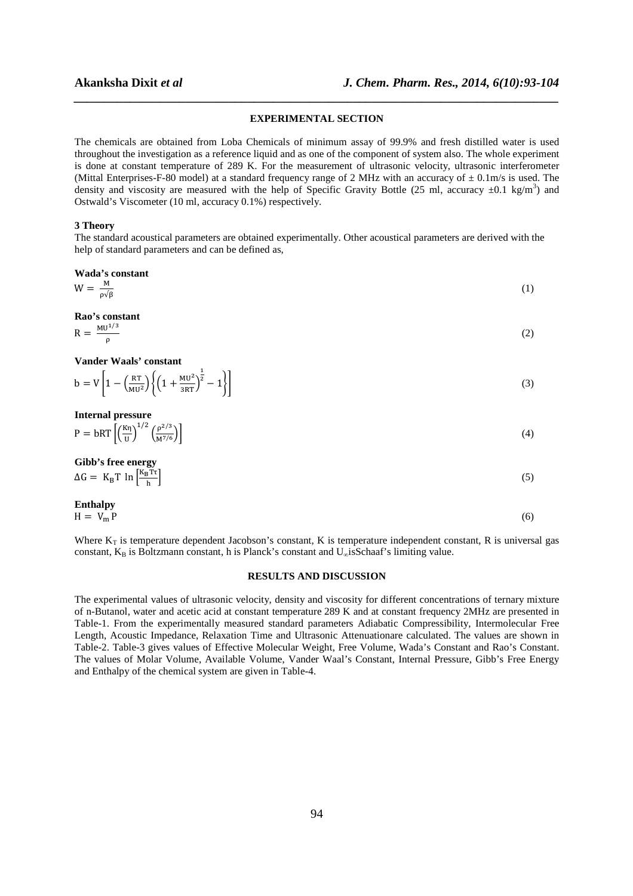## EXPERIMENTAL SECTION

The chemicals are obtained from Loba Chemicals of minimum assay of 99.9% and fresh distilled water is used throughout the investigation as a reference liquid and as one of the component of system also. The whole experiment is done at constant temperature of 289 K. For the measurement of ultrasonic velocity, ultrasonic interferometer (Mittal Enterprises-F-80 model) at a standard frequency range of 2 MHz with an accuracy of ± 0.1m/s is used. The density and viscosity are measured with the help of Specific Gravity Bottle (25 ml, accuracy ±0.1 kg/m$^3$) and Ostwald's Viscometer (10 ml, accuracy 0.1%) respectively.

### 3 Theory

The standard acoustical parameters are obtained experimentally. Other acoustical parameters are derived with the help of standard parameters and can be defined as,

**Wada's constant**

$$W = \frac{M}{\rho\sqrt{\beta}} \tag{1}$$

**Rao's constant**

$$R = \frac{MU^{1/3}}{\rho} \tag{2}$$

**Vander Waals' constant**

$$b = V\left[1 - \left(\frac{RT}{MU^2}\right)\left\{\left(1 + \frac{MU^2}{3RT}\right)^{\frac{1}{2}} - 1\right\}\right] \tag{3}$$

**Internal pressure**

$$P = bRT\left[\left(\frac{K\eta}{U}\right)^{1/2}\left(\frac{\rho^{2/3}}{M^{7/6}}\right)\right] \tag{4}$$

**Gibb's free energy**

$$\Delta G = K_B T \ln\left[\frac{K_B T\tau}{h}\right] \tag{5}$$

**Enthalpy**

$$H = V_m P \tag{6}$$

Where $K_T$ is temperature dependent Jacobson's constant, K is temperature independent constant, R is universal gas constant, $K_B$ is Boltzmann constant, h is Planck's constant and $U_\infty$isSchaaf's limiting value.

## RESULTS AND DISCUSSION

The experimental values of ultrasonic velocity, density and viscosity for different concentrations of ternary mixture of n-Butanol, water and acetic acid at constant temperature 289 K and at constant frequency 2MHz are presented in Table-1. From the experimentally measured standard parameters Adiabatic Compressibility, Intermolecular Free Length, Acoustic Impedance, Relaxation Time and Ultrasonic Attenuationare calculated. The values are shown in Table-2. Table-3 gives values of Effective Molecular Weight, Free Volume, Wada's Constant and Rao's Constant. The values of Molar Volume, Available Volume, Vander Waal's Constant, Internal Pressure, Gibb's Free Energy and Enthalpy of the chemical system are given in Table-4.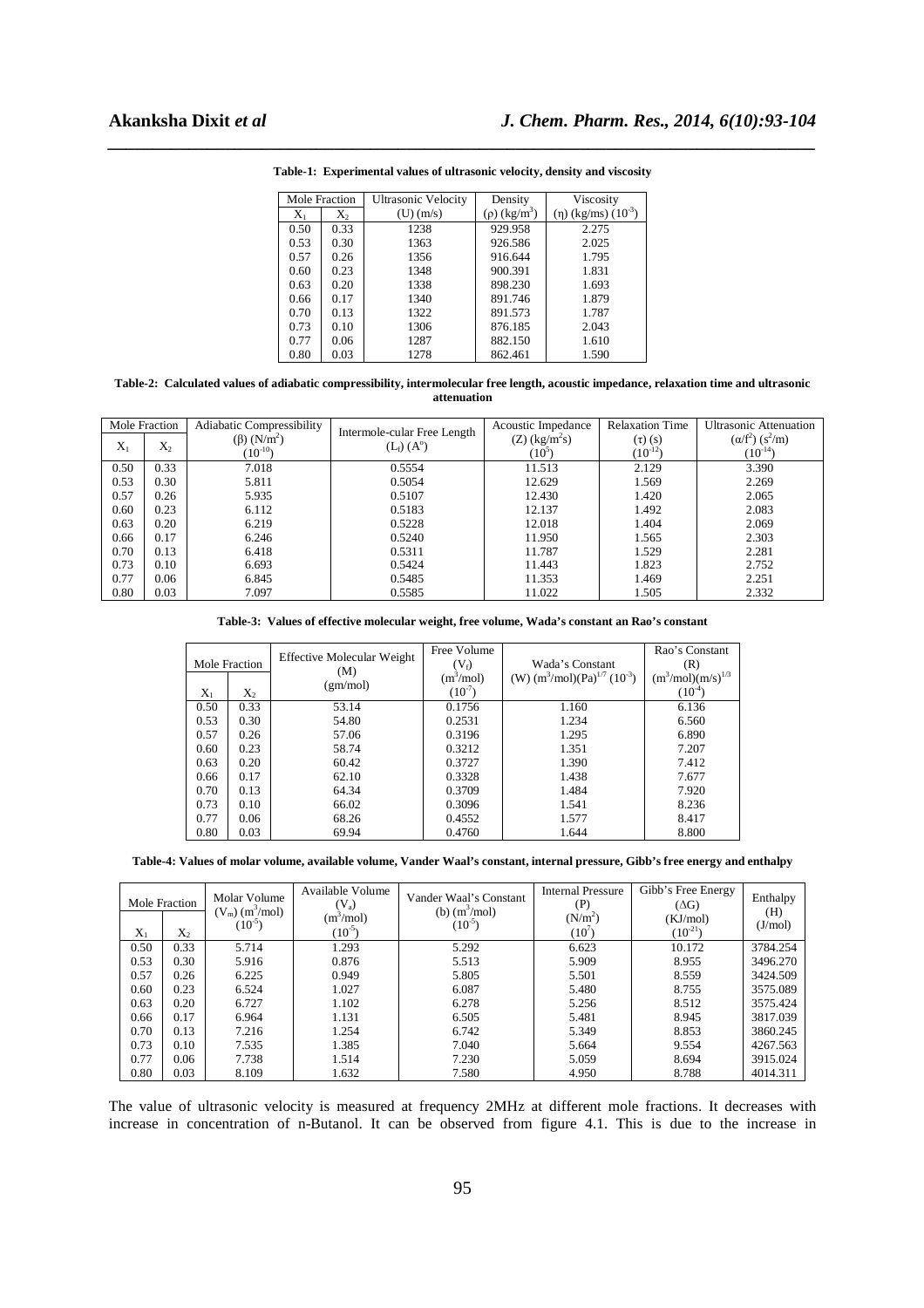**Table-1: Experimental values of ultrasonic velocity, density and viscosity**

| Mole Fraction | | Ultrasonic Velocity | Density | Viscosity |
|---|---|---|---|---|
| $X_1$ | $X_2$ | (U) (m/s) | (ρ) (kg/m$^3$) | (η) (kg/ms) ($10^{-3}$) |
| 0.50 | 0.33 | 1238 | 929.958 | 2.275 |
| 0.53 | 0.30 | 1363 | 926.586 | 2.025 |
| 0.57 | 0.26 | 1356 | 916.644 | 1.795 |
| 0.60 | 0.23 | 1348 | 900.391 | 1.831 |
| 0.63 | 0.20 | 1338 | 898.230 | 1.693 |
| 0.66 | 0.17 | 1340 | 891.746 | 1.879 |
| 0.70 | 0.13 | 1322 | 891.573 | 1.787 |
| 0.73 | 0.10 | 1306 | 876.185 | 2.043 |
| 0.77 | 0.06 | 1287 | 882.150 | 1.610 |
| 0.80 | 0.03 | 1278 | 862.461 | 1.590 |

**Table-2: Calculated values of adiabatic compressibility, intermolecular free length, acoustic impedance, relaxation time and ultrasonic attenuation**

| Mole Fraction | | Adiabatic Compressibility (β) (N/m$^2$) ($10^{-10}$) | Intermole-cular Free Length ($L_f$) (A°) | Acoustic Impedance (Z) (kg/m$^2$s) ($10^5$) | Relaxation Time (τ) (s) ($10^{-12}$) | Ultrasonic Attenuation (α/f$^2$) (s$^2$/m) ($10^{-14}$) |
|---|---|---|---|---|---|---|
| $X_1$ | $X_2$ | | | | | |
| 0.50 | 0.33 | 7.018 | 0.5554 | 11.513 | 2.129 | 3.390 |
| 0.53 | 0.30 | 5.811 | 0.5054 | 12.629 | 1.569 | 2.269 |
| 0.57 | 0.26 | 5.935 | 0.5107 | 12.430 | 1.420 | 2.065 |
| 0.60 | 0.23 | 6.112 | 0.5183 | 12.137 | 1.492 | 2.083 |
| 0.63 | 0.20 | 6.219 | 0.5228 | 12.018 | 1.404 | 2.069 |
| 0.66 | 0.17 | 6.246 | 0.5240 | 11.950 | 1.565 | 2.303 |
| 0.70 | 0.13 | 6.418 | 0.5311 | 11.787 | 1.529 | 2.281 |
| 0.73 | 0.10 | 6.693 | 0.5424 | 11.443 | 1.823 | 2.752 |
| 0.77 | 0.06 | 6.845 | 0.5485 | 11.353 | 1.469 | 2.251 |
| 0.80 | 0.03 | 7.097 | 0.5585 | 11.022 | 1.505 | 2.332 |

**Table-3: Values of effective molecular weight, free volume, Wada's constant an Rao's constant**

| Mole Fraction | | Effective Molecular Weight (M) (gm/mol) | Free Volume ($V_f$) (m$^3$/mol) ($10^{-7}$) | Wada's Constant (W) (m$^3$/mol)(Pa)$^{1/7}$ ($10^{-3}$) | Rao's Constant (R) (m$^3$/mol)(m/s)$^{1/3}$ ($10^{-4}$) |
|---|---|---|---|---|---|
| $X_1$ | $X_2$ | | | | |
| 0.50 | 0.33 | 53.14 | 0.1756 | 1.160 | 6.136 |
| 0.53 | 0.30 | 54.80 | 0.2531 | 1.234 | 6.560 |
| 0.57 | 0.26 | 57.06 | 0.3196 | 1.295 | 6.890 |
| 0.60 | 0.23 | 58.74 | 0.3212 | 1.351 | 7.207 |
| 0.63 | 0.20 | 60.42 | 0.3727 | 1.390 | 7.412 |
| 0.66 | 0.17 | 62.10 | 0.3328 | 1.438 | 7.677 |
| 0.70 | 0.13 | 64.34 | 0.3709 | 1.484 | 7.920 |
| 0.73 | 0.10 | 66.02 | 0.3096 | 1.541 | 8.236 |
| 0.77 | 0.06 | 68.26 | 0.4552 | 1.577 | 8.417 |
| 0.80 | 0.03 | 69.94 | 0.4760 | 1.644 | 8.800 |

**Table-4: Values of molar volume, available volume, Vander Waal's constant, internal pressure, Gibb's free energy and enthalpy**

| Mole Fraction | | Molar Volume ($V_m$) (m$^3$/mol) ($10^{-5}$) | Available Volume ($V_a$) (m$^3$/mol) ($10^{-5}$) | Vander Waal's Constant (b) (m$^3$/mol) ($10^{-5}$) | Internal Pressure (P) (N/m$^2$) ($10^7$) | Gibb's Free Energy (ΔG) (KJ/mol) ($10^{-21}$) | Enthalpy (H) (J/mol) |
|---|---|---|---|---|---|---|---|
| $X_1$ | $X_2$ | | | | | | |
| 0.50 | 0.33 | 5.714 | 1.293 | 5.292 | 6.623 | 10.172 | 3784.254 |
| 0.53 | 0.30 | 5.916 | 0.876 | 5.513 | 5.909 | 8.955 | 3496.270 |
| 0.57 | 0.26 | 6.225 | 0.949 | 5.805 | 5.501 | 8.559 | 3424.509 |
| 0.60 | 0.23 | 6.524 | 1.027 | 6.087 | 5.480 | 8.755 | 3575.089 |
| 0.63 | 0.20 | 6.727 | 1.102 | 6.278 | 5.256 | 8.512 | 3575.424 |
| 0.66 | 0.17 | 6.964 | 1.131 | 6.505 | 5.481 | 8.945 | 3817.039 |
| 0.70 | 0.13 | 7.216 | 1.254 | 6.742 | 5.349 | 8.853 | 3860.245 |
| 0.73 | 0.10 | 7.535 | 1.385 | 7.040 | 5.664 | 9.554 | 4267.563 |
| 0.77 | 0.06 | 7.738 | 1.514 | 7.230 | 5.059 | 8.694 | 3915.024 |
| 0.80 | 0.03 | 8.109 | 1.632 | 7.580 | 4.950 | 8.788 | 4014.311 |

The value of ultrasonic velocity is measured at frequency 2MHz at different mole fractions. It decreases with increase in concentration of n-Butanol. It can be observed from figure 4.1. This is due to the increase in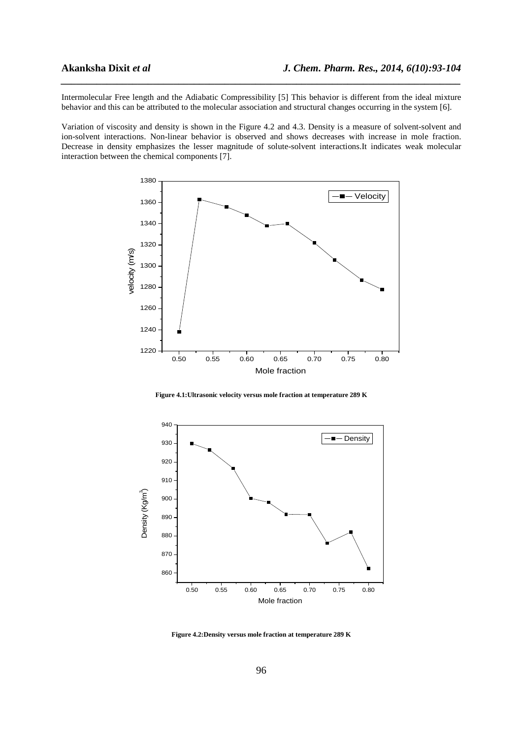Intermolecular Free length and the Adiabatic Compressibility [5] This behavior is different from the ideal mixture behavior and this can be attributed to the molecular association and structural changes occurring in the system [6].

Variation of viscosity and density is shown in the Figure 4.2 and 4.3. Density is a measure of solvent-solvent and ion-solvent interactions. Non-linear behavior is observed and shows decreases with increase in mole fraction. Decrease in density emphasizes the lesser magnitude of solute-solvent interactions.It indicates weak molecular interaction between the chemical components [7].

**Figure 4.1:Ultrasonic velocity versus mole fraction at temperature 289 K**

**Figure 4.2:Density versus mole fraction at temperature 289 K**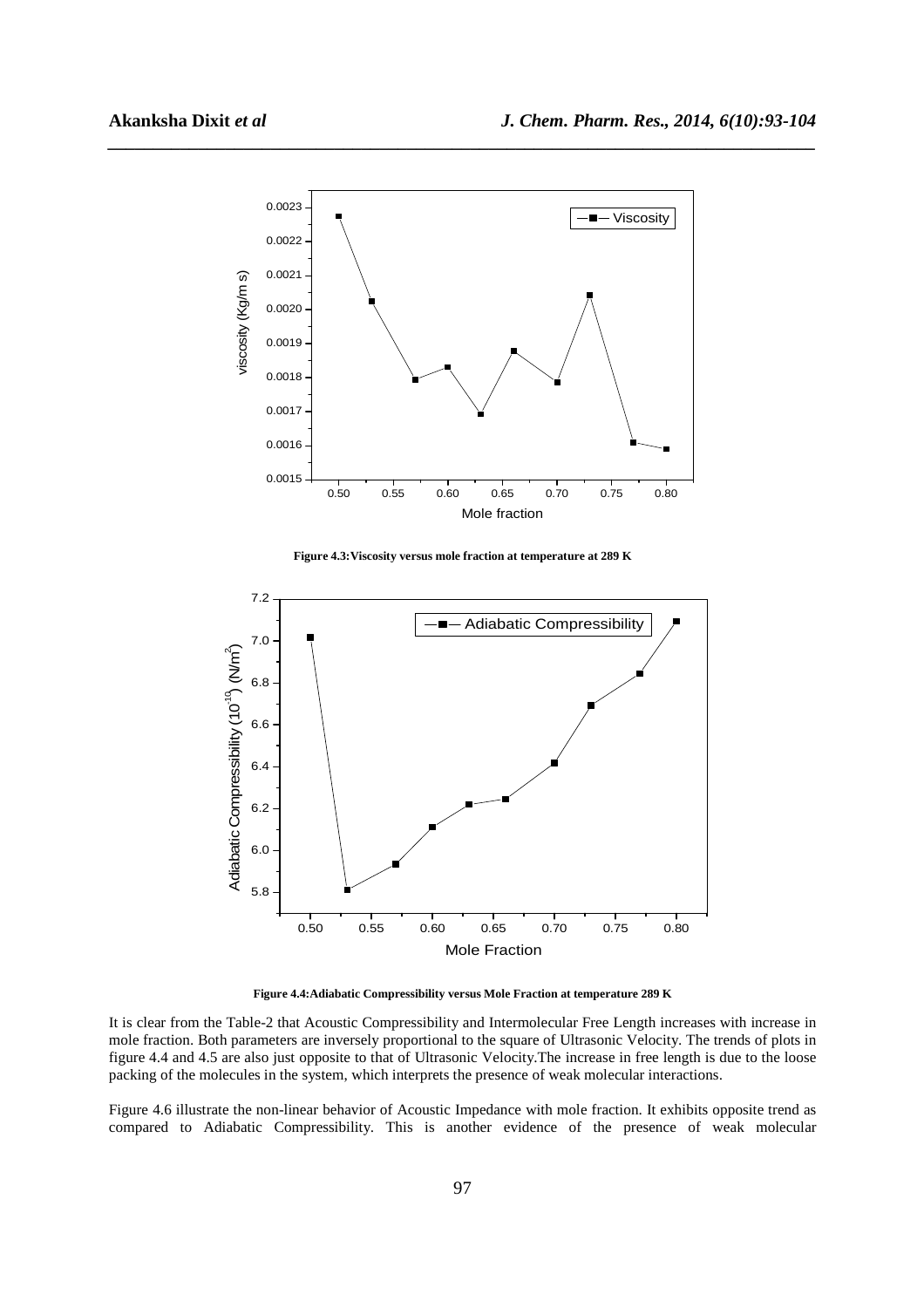Figure 4.3:Viscosity versus mole fraction at temperature at 289 K

Figure 4.4:Adiabatic Compressibility versus Mole Fraction at temperature 289 K

It is clear from the Table-2 that Acoustic Compressibility and Intermolecular Free Length increases with increase in mole fraction. Both parameters are inversely proportional to the square of Ultrasonic Velocity. The trends of plots in figure 4.4 and 4.5 are also just opposite to that of Ultrasonic Velocity.The increase in free length is due to the loose packing of the molecules in the system, which interprets the presence of weak molecular interactions.

Figure 4.6 illustrate the non-linear behavior of Acoustic Impedance with mole fraction. It exhibits opposite trend as compared to Adiabatic Compressibility. This is another evidence of the presence of weak molecular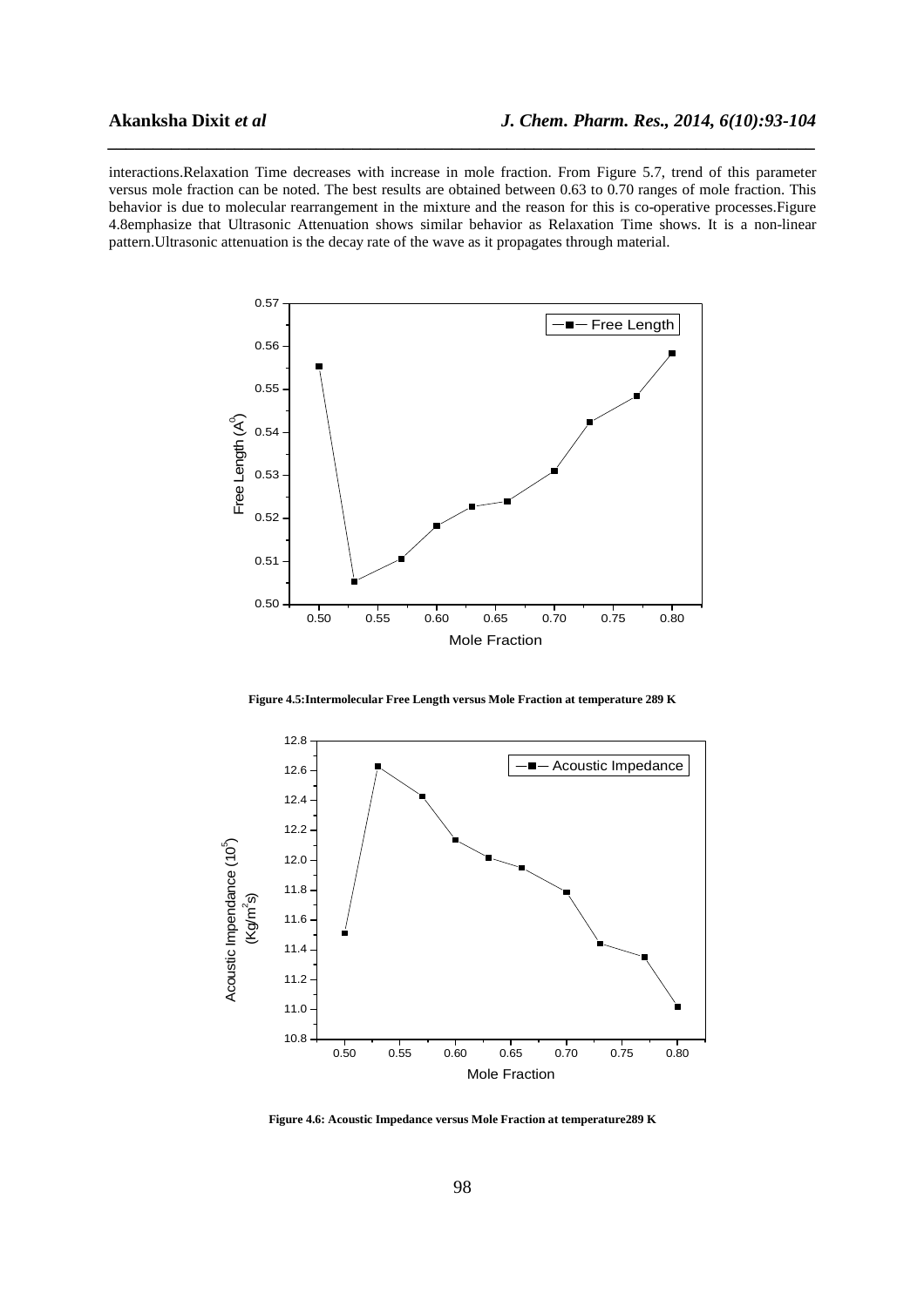interactions.Relaxation Time decreases with increase in mole fraction. From Figure 5.7, trend of this parameter versus mole fraction can be noted. The best results are obtained between 0.63 to 0.70 ranges of mole fraction. This behavior is due to molecular rearrangement in the mixture and the reason for this is co-operative processes.Figure 4.8emphasize that Ultrasonic Attenuation shows similar behavior as Relaxation Time shows. It is a non-linear pattern.Ultrasonic attenuation is the decay rate of the wave as it propagates through material.

**Figure 4.5:Intermolecular Free Length versus Mole Fraction at temperature 289 K**

**Figure 4.6: Acoustic Impedance versus Mole Fraction at temperature289 K**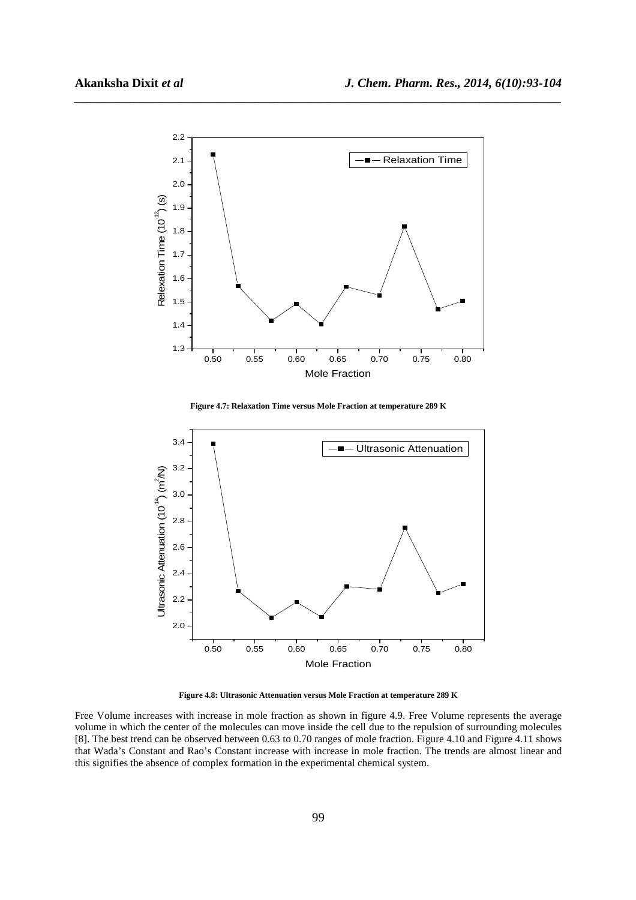**Figure 4.7: Relaxation Time versus Mole Fraction at temperature 289 K**

**Figure 4.8: Ultrasonic Attenuation versus Mole Fraction at temperature 289 K**

Free Volume increases with increase in mole fraction as shown in figure 4.9. Free Volume represents the average volume in which the center of the molecules can move inside the cell due to the repulsion of surrounding molecules [8]. The best trend can be observed between 0.63 to 0.70 ranges of mole fraction. Figure 4.10 and Figure 4.11 shows that Wada's Constant and Rao's Constant increase with increase in mole fraction. The trends are almost linear and this signifies the absence of complex formation in the experimental chemical system.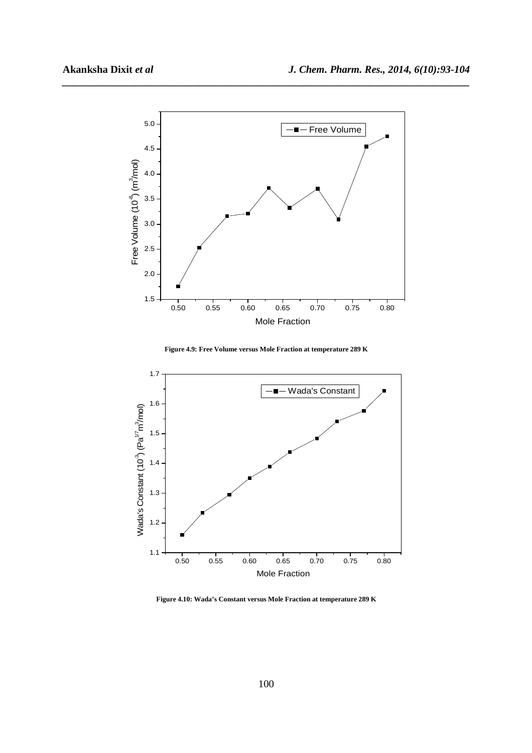Figure 4.9: Free Volume versus Mole Fraction at temperature 289 K

Figure 4.10: Wada's Constant versus Mole Fraction at temperature 289 K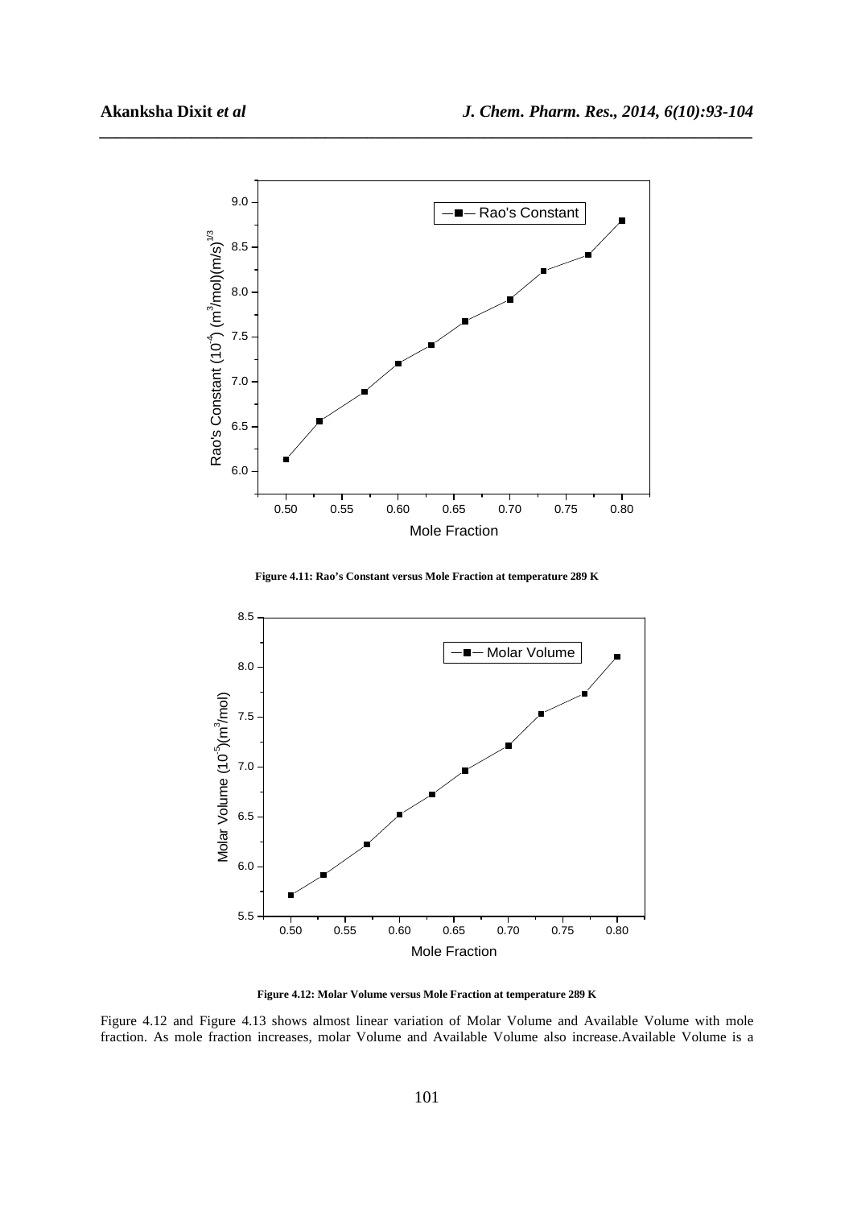Figure 4.11: Rao's Constant versus Mole Fraction at temperature 289 K

Figure 4.12: Molar Volume versus Mole Fraction at temperature 289 K

Figure 4.12 and Figure 4.13 shows almost linear variation of Molar Volume and Available Volume with mole fraction. As mole fraction increases, molar Volume and Available Volume also increase.Available Volume is a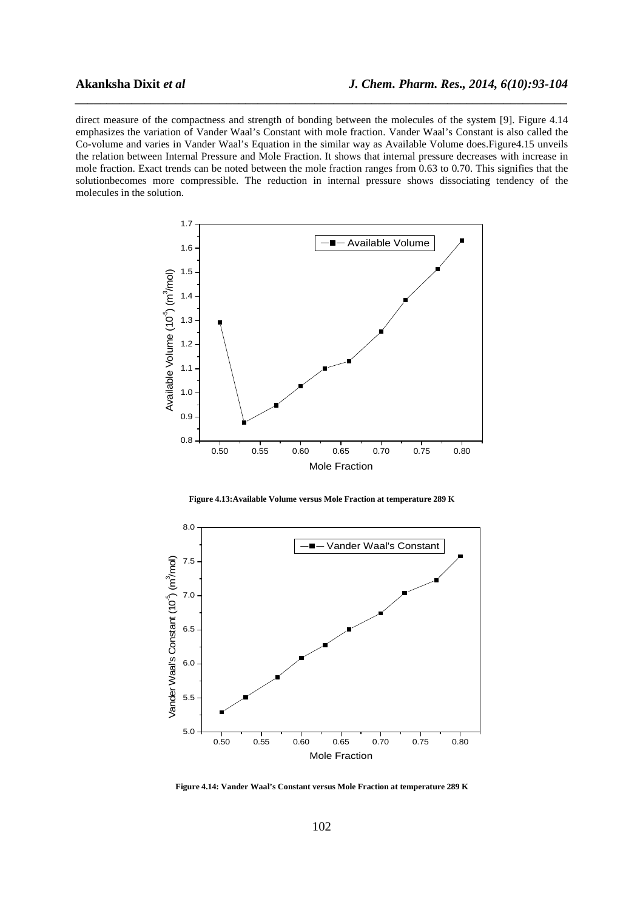direct measure of the compactness and strength of bonding between the molecules of the system [9]. Figure 4.14 emphasizes the variation of Vander Waal's Constant with mole fraction. Vander Waal's Constant is also called the Co-volume and varies in Vander Waal's Equation in the similar way as Available Volume does.Figure4.15 unveils the relation between Internal Pressure and Mole Fraction. It shows that internal pressure decreases with increase in mole fraction. Exact trends can be noted between the mole fraction ranges from 0.63 to 0.70. This signifies that the solutionbecomes more compressible. The reduction in internal pressure shows dissociating tendency of the molecules in the solution.

**Figure 4.13:Available Volume versus Mole Fraction at temperature 289 K**

**Figure 4.14: Vander Waal's Constant versus Mole Fraction at temperature 289 K**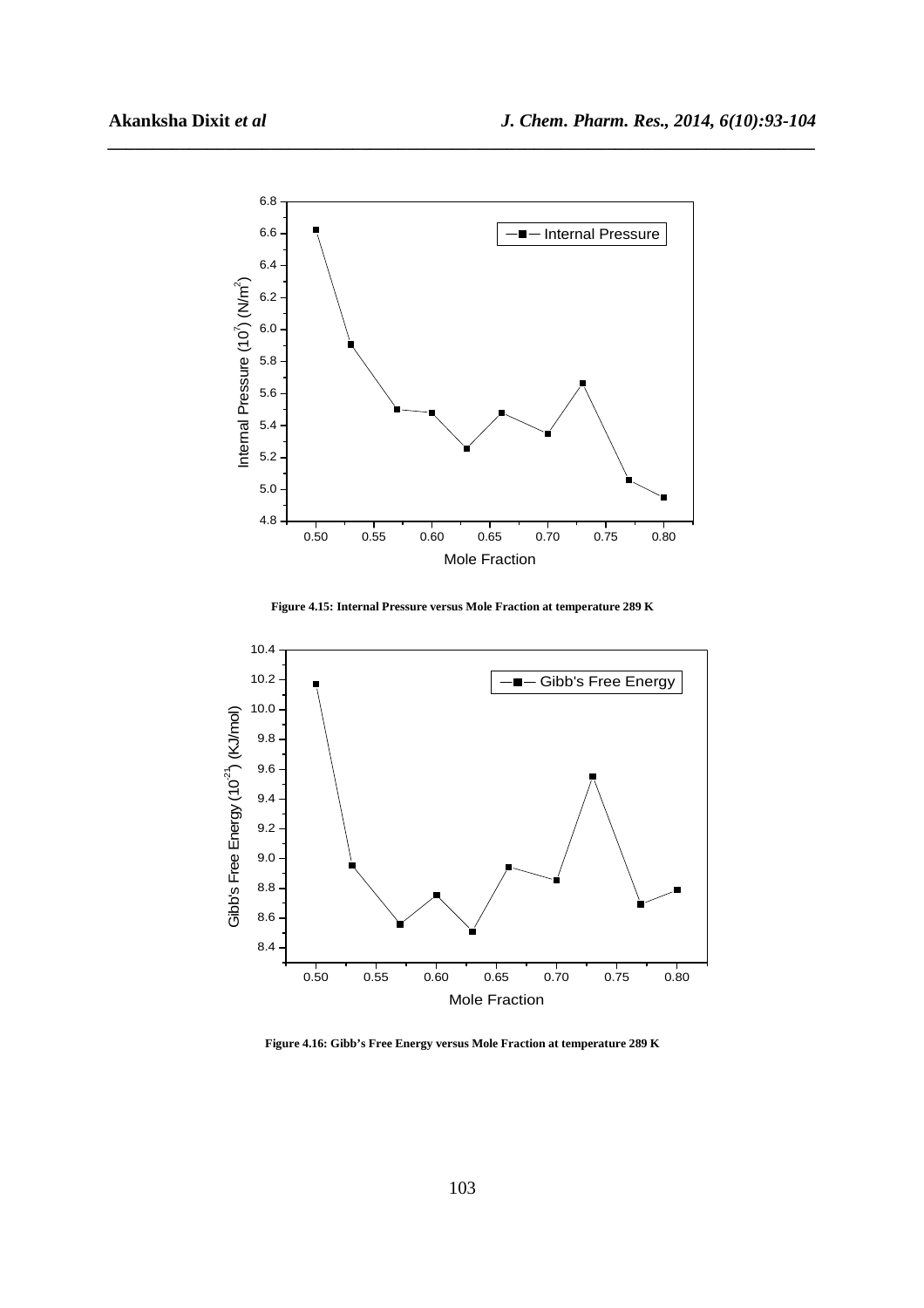Figure 4.15: Internal Pressure versus Mole Fraction at temperature 289 K

Figure 4.16: Gibb's Free Energy versus Mole Fraction at temperature 289 K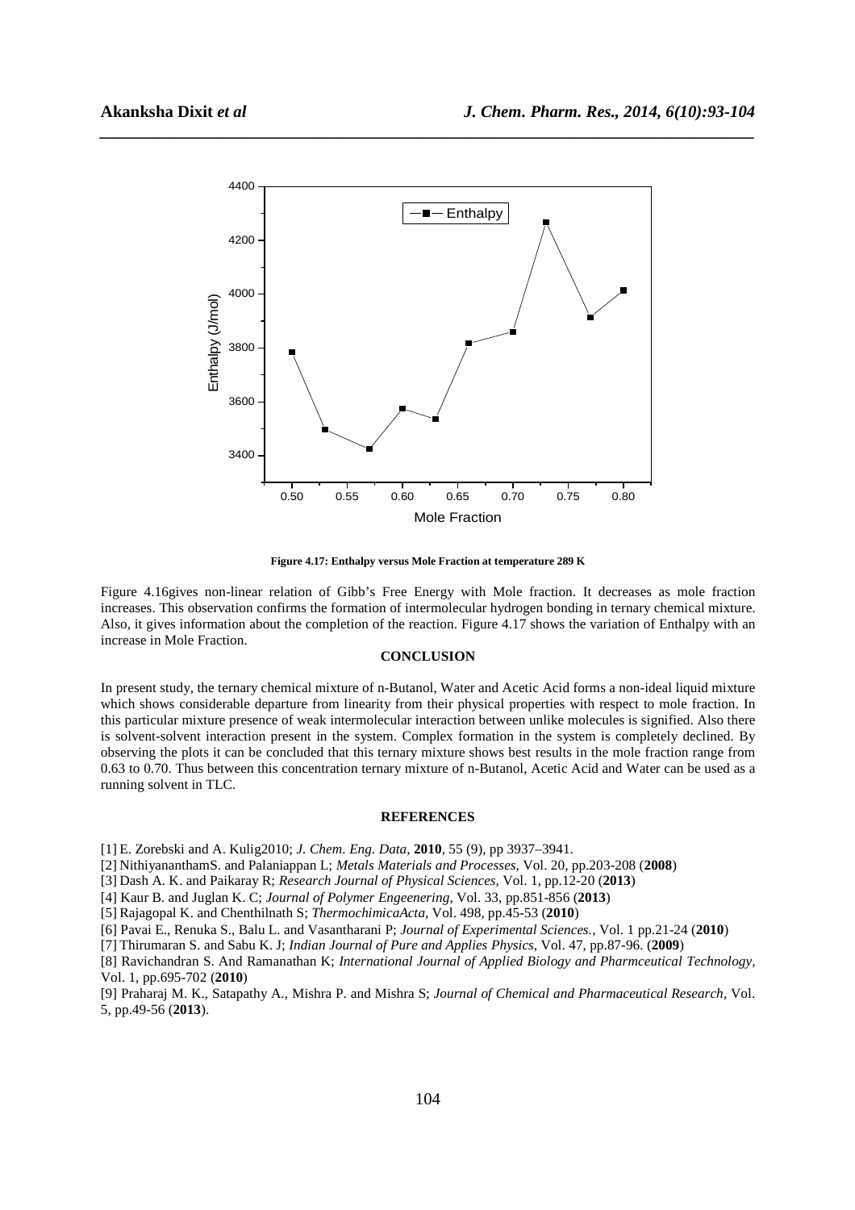4400
4200
4000
3800
3600
3400

Enthalpy (J/mol)

0.50 0.55 0.60 0.65 0.70 0.75 0.80

Mole Fraction

Enthalpy

**Figure 4.17: Enthalpy versus Mole Fraction at temperature 289 K**

Figure 4.16gives non-linear relation of Gibb's Free Energy with Mole fraction. It decreases as mole fraction increases. This observation confirms the formation of intermolecular hydrogen bonding in ternary chemical mixture. Also, it gives information about the completion of the reaction. Figure 4.17 shows the variation of Enthalpy with an increase in Mole Fraction.

## CONCLUSION

In present study, the ternary chemical mixture of n-Butanol, Water and Acetic Acid forms a non-ideal liquid mixture which shows considerable departure from linearity from their physical properties with respect to mole fraction. In this particular mixture presence of weak intermolecular interaction between unlike molecules is signified. Also there is solvent-solvent interaction present in the system. Complex formation in the system is completely declined. By observing the plots it can be concluded that this ternary mixture shows best results in the mole fraction range from 0.63 to 0.70. Thus between this concentration ternary mixture of n-Butanol, Acetic Acid and Water can be used as a running solvent in TLC.

## REFERENCES

[1] E. Zorebski and A. Kulig2010; *J. Chem. Eng. Data*, **2010**, 55 (9), pp 3937–3941.

[2] NithiyananthamS. and Palaniappan L; *Metals Materials and Processes*, Vol. 20, pp.203-208 (**2008**)

[3] Dash A. K. and Paikaray R; *Research Journal of Physical Sciences*, Vol. 1, pp.12-20 (**2013**)

[4] Kaur B. and Juglan K. C; *Journal of Polymer Engeenering*, Vol. 33, pp.851-856 (**2013**)

[5] Rajagopal K. and Chenthilnath S; *ThermochimicaActa*, Vol. 498, pp.45-53 (**2010**)

[6] Pavai E., Renuka S., Balu L. and Vasantharani P; *Journal of Experimental Sciences.*, Vol. 1 pp.21-24 (**2010**)

[7] Thirumaran S. and Sabu K. J; *Indian Journal of Pure and Applies Physics*, Vol. 47, pp.87-96. (**2009**)

[8] Ravichandran S. And Ramanathan K; *International Journal of Applied Biology and Pharmceutical Technology*, Vol. 1, pp.695-702 (**2010**)

[9] Praharaj M. K., Satapathy A., Mishra P. and Mishra S; *Journal of Chemical and Pharmaceutical Research*, Vol. 5, pp.49-56 (**2013**).